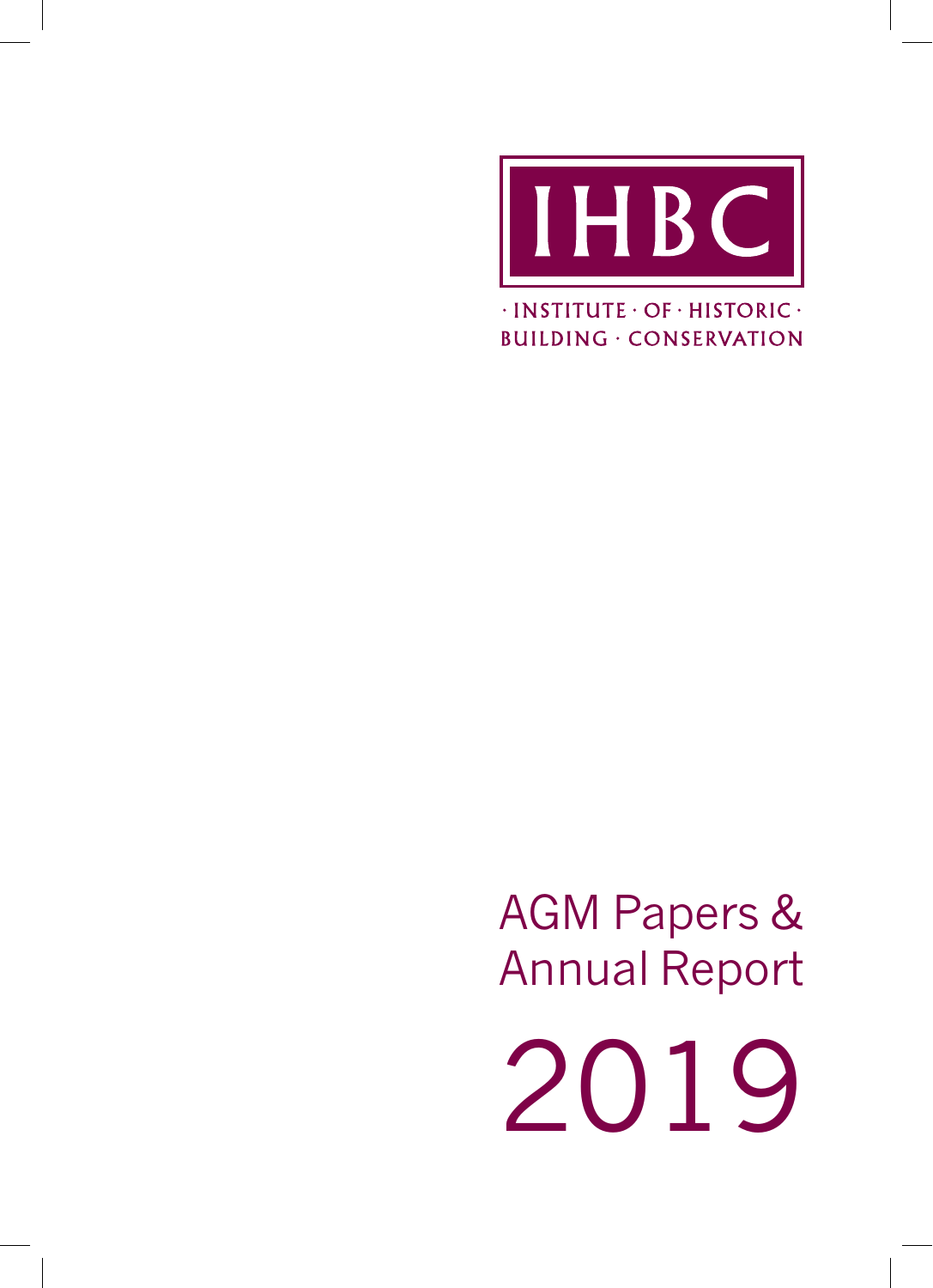IHBC

· INSTITUTE · OF · HISTORIC ·
BUILDING · CONSERVATION

# AGM Papers & Annual Report

# 2019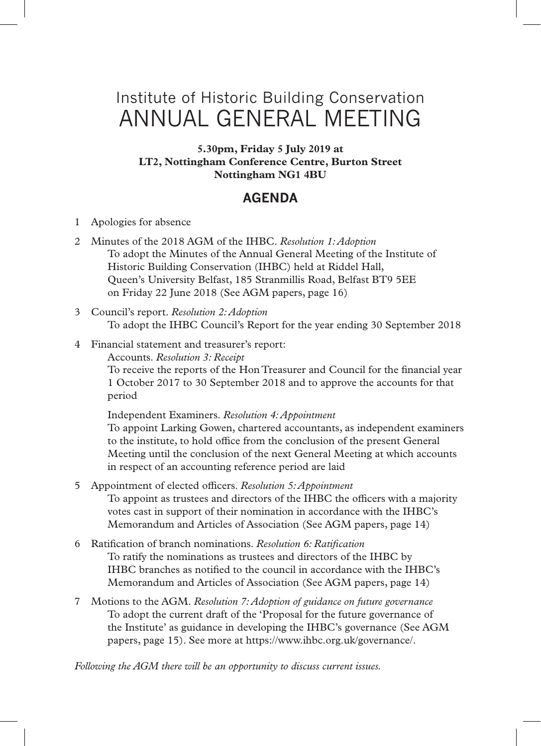# Institute of Historic Building Conservation
# ANNUAL GENERAL MEETING

**5.30pm, Friday 5 July 2019 at**
**LT2, Nottingham Conference Centre, Burton Street**
**Nottingham NG1 4BU**

## AGENDA

1. Apologies for absence

2. Minutes of the 2018 AGM of the IHBC. *Resolution 1: Adoption*
   To adopt the Minutes of the Annual General Meeting of the Institute of Historic Building Conservation (IHBC) held at Riddel Hall, Queen's University Belfast, 185 Stranmillis Road, Belfast BT9 5EE on Friday 22 June 2018 (See AGM papers, page 16)

3. Council's report. *Resolution 2: Adoption*
   To adopt the IHBC Council's Report for the year ending 30 September 2018

4. Financial statement and treasurer's report:
   Accounts. *Resolution 3: Receipt*
   To receive the reports of the Hon Treasurer and Council for the financial year 1 October 2017 to 30 September 2018 and to approve the accounts for that period

   Independent Examiners. *Resolution 4: Appointment*
   To appoint Larking Gowen, chartered accountants, as independent examiners to the institute, to hold office from the conclusion of the present General Meeting until the conclusion of the next General Meeting at which accounts in respect of an accounting reference period are laid

5. Appointment of elected officers. *Resolution 5: Appointment*
   To appoint as trustees and directors of the IHBC the officers with a majority votes cast in support of their nomination in accordance with the IHBC's Memorandum and Articles of Association (See AGM papers, page 14)

6. Ratification of branch nominations. *Resolution 6: Ratification*
   To ratify the nominations as trustees and directors of the IHBC by IHBC branches as notified to the council in accordance with the IHBC's Memorandum and Articles of Association (See AGM papers, page 14)

7. Motions to the AGM. *Resolution 7: Adoption of guidance on future governance*
   To adopt the current draft of the 'Proposal for the future governance of the Institute' as guidance in developing the IHBC's governance (See AGM papers, page 15). See more at https://www.ihbc.org.uk/governance/.

*Following the AGM there will be an opportunity to discuss current issues.*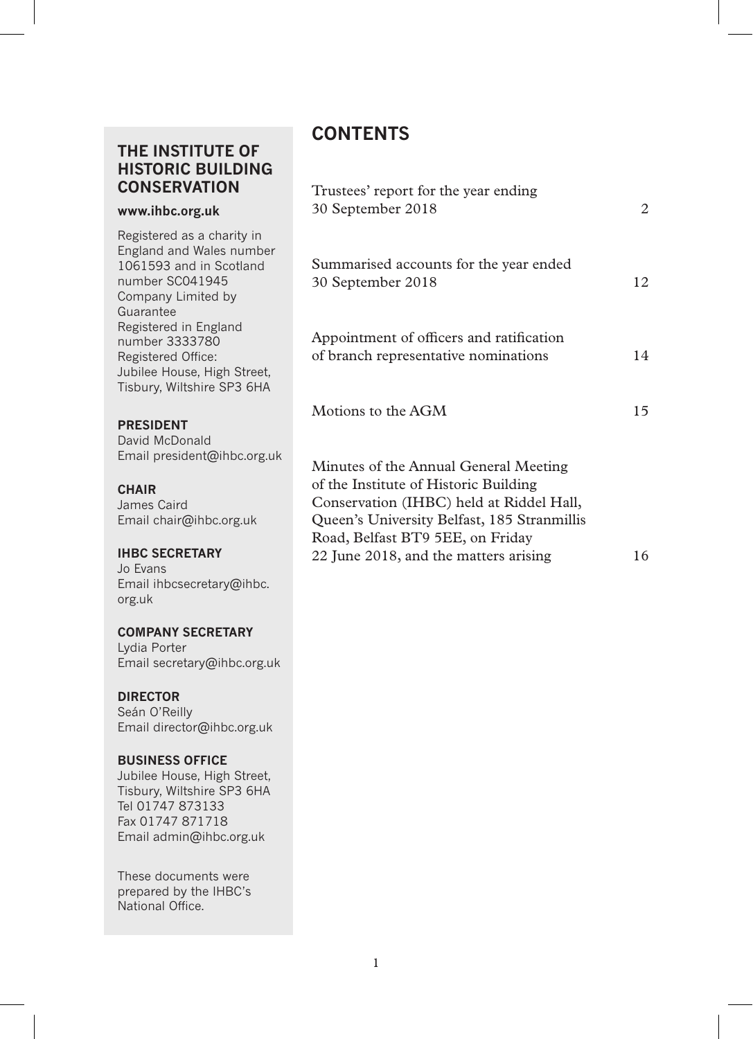## THE INSTITUTE OF HISTORIC BUILDING CONSERVATION

**www.ihbc.org.uk**

Registered as a charity in England and Wales number 1061593 and in Scotland number SC041945
Company Limited by Guarantee
Registered in England number 3333780
Registered Office:
Jubilee House, High Street, Tisbury, Wiltshire SP3 6HA

**PRESIDENT**
David McDonald
Email president@ihbc.org.uk

**CHAIR**
James Caird
Email chair@ihbc.org.uk

**IHBC SECRETARY**
Jo Evans
Email ihbcsecretary@ihbc.org.uk

**COMPANY SECRETARY**
Lydia Porter
Email secretary@ihbc.org.uk

**DIRECTOR**
Seán O'Reilly
Email director@ihbc.org.uk

**BUSINESS OFFICE**
Jubilee House, High Street, Tisbury, Wiltshire SP3 6HA
Tel 01747 873133
Fax 01747 871718
Email admin@ihbc.org.uk

These documents were prepared by the IHBC's National Office.

# CONTENTS

| | |
|---|---|
| Trustees' report for the year ending 30 September 2018 | 2 |
| Summarised accounts for the year ended 30 September 2018 | 12 |
| Appointment of officers and ratification of branch representative nominations | 14 |
| Motions to the AGM | 15 |
| Minutes of the Annual General Meeting of the Institute of Historic Building Conservation (IHBC) held at Riddel Hall, Queen's University Belfast, 185 Stranmillis Road, Belfast BT9 5EE, on Friday 22 June 2018, and the matters arising | 16 |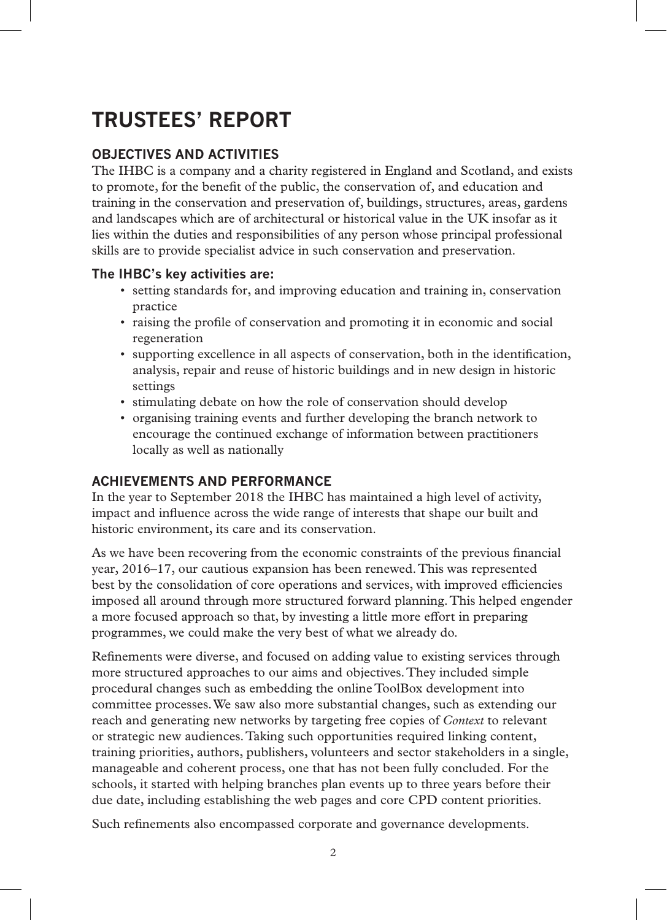# TRUSTEES' REPORT

## OBJECTIVES AND ACTIVITIES

The IHBC is a company and a charity registered in England and Scotland, and exists to promote, for the benefit of the public, the conservation of, and education and training in the conservation and preservation of, buildings, structures, areas, gardens and landscapes which are of architectural or historical value in the UK insofar as it lies within the duties and responsibilities of any person whose principal professional skills are to provide specialist advice in such conservation and preservation.

### The IHBC's key activities are:

- setting standards for, and improving education and training in, conservation practice
- raising the profile of conservation and promoting it in economic and social regeneration
- supporting excellence in all aspects of conservation, both in the identification, analysis, repair and reuse of historic buildings and in new design in historic settings
- stimulating debate on how the role of conservation should develop
- organising training events and further developing the branch network to encourage the continued exchange of information between practitioners locally as well as nationally

## ACHIEVEMENTS AND PERFORMANCE

In the year to September 2018 the IHBC has maintained a high level of activity, impact and influence across the wide range of interests that shape our built and historic environment, its care and its conservation.

As we have been recovering from the economic constraints of the previous financial year, 2016–17, our cautious expansion has been renewed. This was represented best by the consolidation of core operations and services, with improved efficiencies imposed all around through more structured forward planning. This helped engender a more focused approach so that, by investing a little more effort in preparing programmes, we could make the very best of what we already do.

Refinements were diverse, and focused on adding value to existing services through more structured approaches to our aims and objectives. They included simple procedural changes such as embedding the online ToolBox development into committee processes. We saw also more substantial changes, such as extending our reach and generating new networks by targeting free copies of *Context* to relevant or strategic new audiences. Taking such opportunities required linking content, training priorities, authors, publishers, volunteers and sector stakeholders in a single, manageable and coherent process, one that has not been fully concluded. For the schools, it started with helping branches plan events up to three years before their due date, including establishing the web pages and core CPD content priorities.

Such refinements also encompassed corporate and governance developments.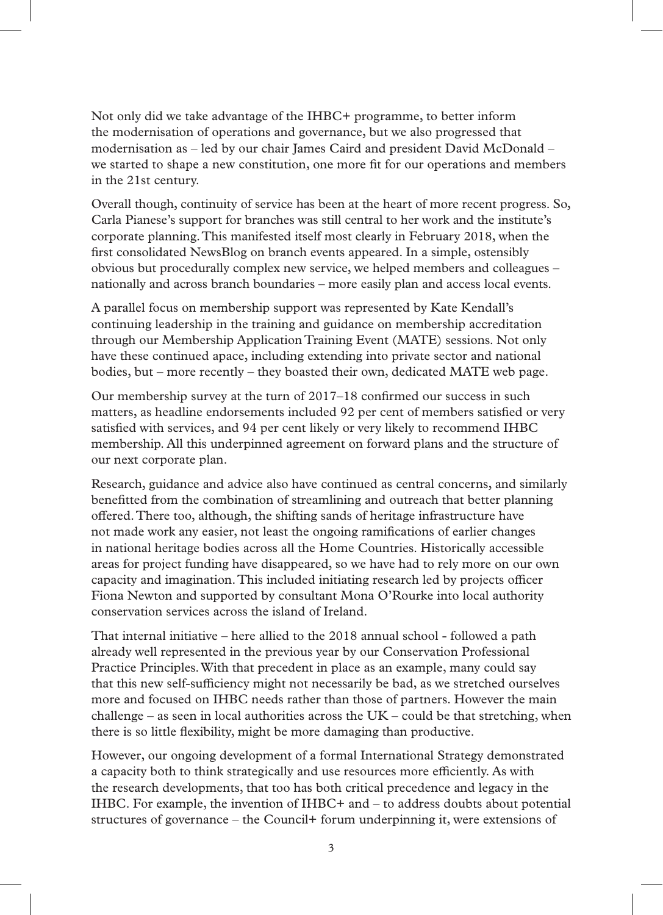Not only did we take advantage of the IHBC+ programme, to better inform the modernisation of operations and governance, but we also progressed that modernisation as – led by our chair James Caird and president David McDonald – we started to shape a new constitution, one more fit for our operations and members in the 21st century.

Overall though, continuity of service has been at the heart of more recent progress. So, Carla Pianese's support for branches was still central to her work and the institute's corporate planning. This manifested itself most clearly in February 2018, when the first consolidated NewsBlog on branch events appeared. In a simple, ostensibly obvious but procedurally complex new service, we helped members and colleagues – nationally and across branch boundaries – more easily plan and access local events.

A parallel focus on membership support was represented by Kate Kendall's continuing leadership in the training and guidance on membership accreditation through our Membership Application Training Event (MATE) sessions. Not only have these continued apace, including extending into private sector and national bodies, but – more recently – they boasted their own, dedicated MATE web page.

Our membership survey at the turn of 2017–18 confirmed our success in such matters, as headline endorsements included 92 per cent of members satisfied or very satisfied with services, and 94 per cent likely or very likely to recommend IHBC membership. All this underpinned agreement on forward plans and the structure of our next corporate plan.

Research, guidance and advice also have continued as central concerns, and similarly benefitted from the combination of streamlining and outreach that better planning offered. There too, although, the shifting sands of heritage infrastructure have not made work any easier, not least the ongoing ramifications of earlier changes in national heritage bodies across all the Home Countries. Historically accessible areas for project funding have disappeared, so we have had to rely more on our own capacity and imagination. This included initiating research led by projects officer Fiona Newton and supported by consultant Mona O'Rourke into local authority conservation services across the island of Ireland.

That internal initiative – here allied to the 2018 annual school - followed a path already well represented in the previous year by our Conservation Professional Practice Principles. With that precedent in place as an example, many could say that this new self-sufficiency might not necessarily be bad, as we stretched ourselves more and focused on IHBC needs rather than those of partners. However the main challenge – as seen in local authorities across the UK – could be that stretching, when there is so little flexibility, might be more damaging than productive.

However, our ongoing development of a formal International Strategy demonstrated a capacity both to think strategically and use resources more efficiently. As with the research developments, that too has both critical precedence and legacy in the IHBC. For example, the invention of IHBC+ and – to address doubts about potential structures of governance – the Council+ forum underpinning it, were extensions of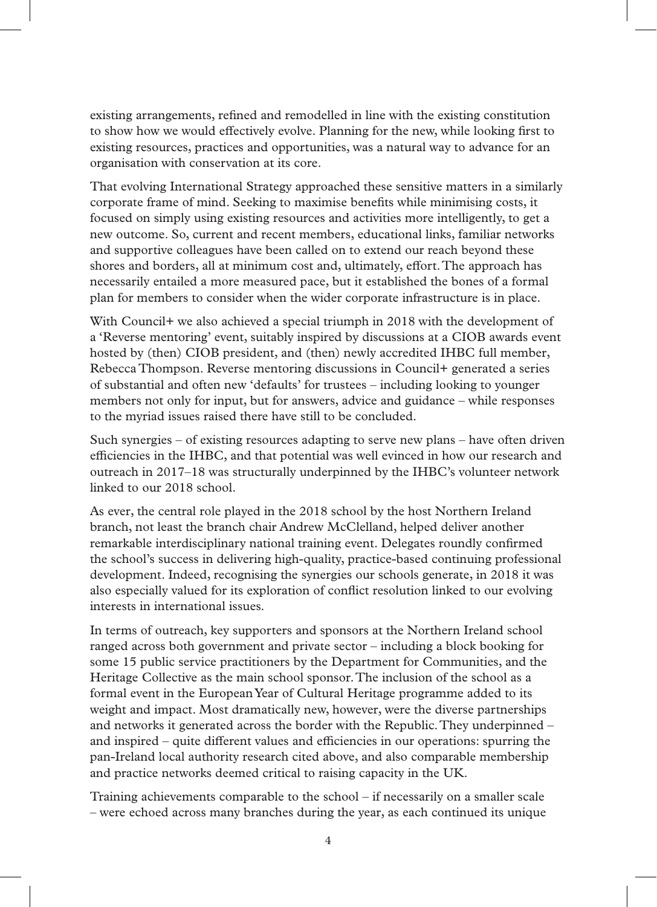existing arrangements, refined and remodelled in line with the existing constitution to show how we would effectively evolve. Planning for the new, while looking first to existing resources, practices and opportunities, was a natural way to advance for an organisation with conservation at its core.

That evolving International Strategy approached these sensitive matters in a similarly corporate frame of mind. Seeking to maximise benefits while minimising costs, it focused on simply using existing resources and activities more intelligently, to get a new outcome. So, current and recent members, educational links, familiar networks and supportive colleagues have been called on to extend our reach beyond these shores and borders, all at minimum cost and, ultimately, effort. The approach has necessarily entailed a more measured pace, but it established the bones of a formal plan for members to consider when the wider corporate infrastructure is in place.

With Council+ we also achieved a special triumph in 2018 with the development of a 'Reverse mentoring' event, suitably inspired by discussions at a CIOB awards event hosted by (then) CIOB president, and (then) newly accredited IHBC full member, Rebecca Thompson. Reverse mentoring discussions in Council+ generated a series of substantial and often new 'defaults' for trustees – including looking to younger members not only for input, but for answers, advice and guidance – while responses to the myriad issues raised there have still to be concluded.

Such synergies – of existing resources adapting to serve new plans – have often driven efficiencies in the IHBC, and that potential was well evinced in how our research and outreach in 2017–18 was structurally underpinned by the IHBC's volunteer network linked to our 2018 school.

As ever, the central role played in the 2018 school by the host Northern Ireland branch, not least the branch chair Andrew McClelland, helped deliver another remarkable interdisciplinary national training event. Delegates roundly confirmed the school's success in delivering high-quality, practice-based continuing professional development. Indeed, recognising the synergies our schools generate, in 2018 it was also especially valued for its exploration of conflict resolution linked to our evolving interests in international issues.

In terms of outreach, key supporters and sponsors at the Northern Ireland school ranged across both government and private sector – including a block booking for some 15 public service practitioners by the Department for Communities, and the Heritage Collective as the main school sponsor. The inclusion of the school as a formal event in the European Year of Cultural Heritage programme added to its weight and impact. Most dramatically new, however, were the diverse partnerships and networks it generated across the border with the Republic. They underpinned – and inspired – quite different values and efficiencies in our operations: spurring the pan-Ireland local authority research cited above, and also comparable membership and practice networks deemed critical to raising capacity in the UK.

Training achievements comparable to the school – if necessarily on a smaller scale – were echoed across many branches during the year, as each continued its unique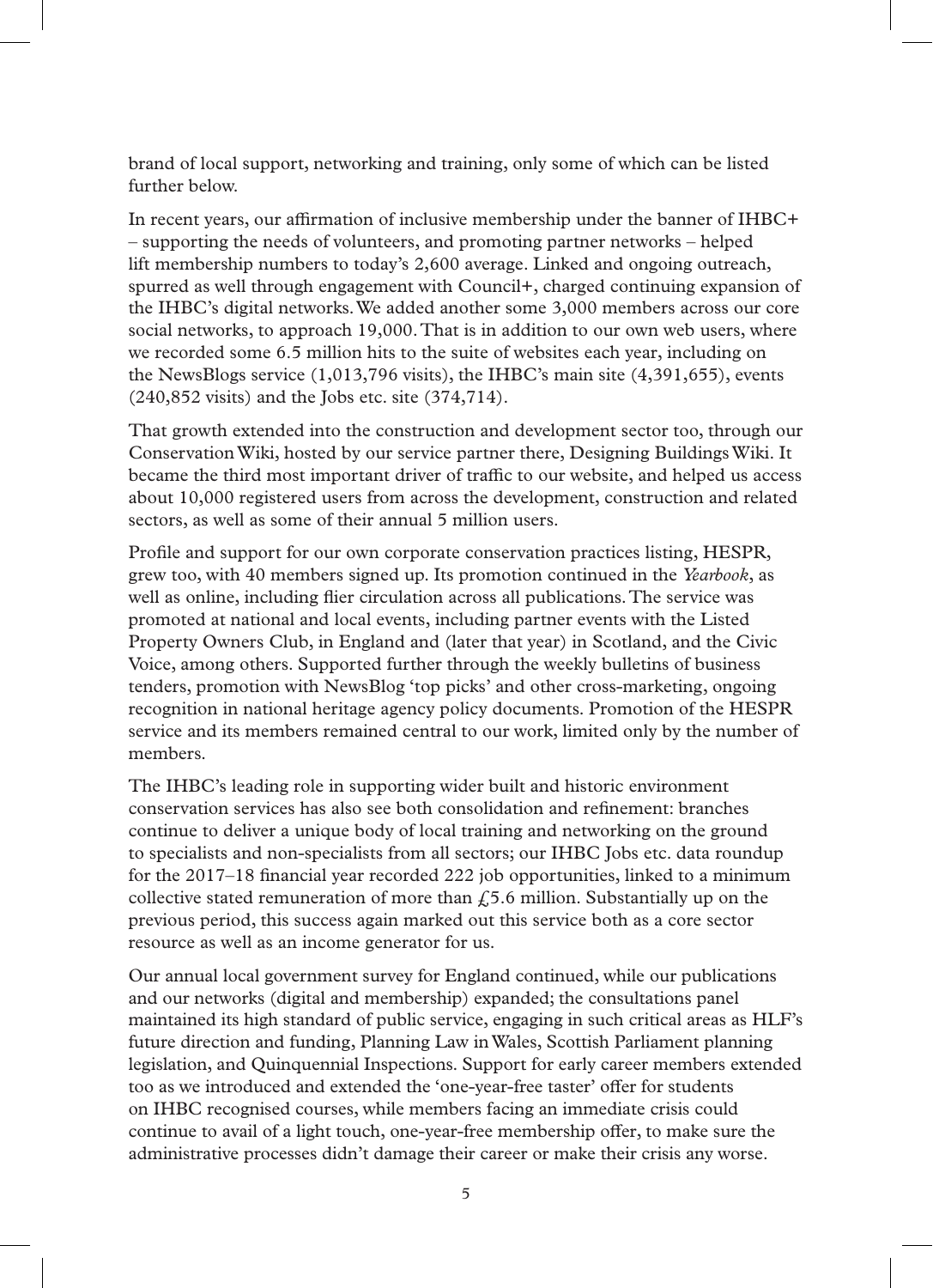brand of local support, networking and training, only some of which can be listed further below.

In recent years, our affirmation of inclusive membership under the banner of IHBC+ – supporting the needs of volunteers, and promoting partner networks – helped lift membership numbers to today's 2,600 average. Linked and ongoing outreach, spurred as well through engagement with Council+, charged continuing expansion of the IHBC's digital networks. We added another some 3,000 members across our core social networks, to approach 19,000. That is in addition to our own web users, where we recorded some 6.5 million hits to the suite of websites each year, including on the NewsBlogs service (1,013,796 visits), the IHBC's main site (4,391,655), events (240,852 visits) and the Jobs etc. site (374,714).

That growth extended into the construction and development sector too, through our Conservation Wiki, hosted by our service partner there, Designing Buildings Wiki. It became the third most important driver of traffic to our website, and helped us access about 10,000 registered users from across the development, construction and related sectors, as well as some of their annual 5 million users.

Profile and support for our own corporate conservation practices listing, HESPR, grew too, with 40 members signed up. Its promotion continued in the *Yearbook*, as well as online, including flier circulation across all publications. The service was promoted at national and local events, including partner events with the Listed Property Owners Club, in England and (later that year) in Scotland, and the Civic Voice, among others. Supported further through the weekly bulletins of business tenders, promotion with NewsBlog 'top picks' and other cross-marketing, ongoing recognition in national heritage agency policy documents. Promotion of the HESPR service and its members remained central to our work, limited only by the number of members.

The IHBC's leading role in supporting wider built and historic environment conservation services has also see both consolidation and refinement: branches continue to deliver a unique body of local training and networking on the ground to specialists and non-specialists from all sectors; our IHBC Jobs etc. data roundup for the 2017–18 financial year recorded 222 job opportunities, linked to a minimum collective stated remuneration of more than £5.6 million. Substantially up on the previous period, this success again marked out this service both as a core sector resource as well as an income generator for us.

Our annual local government survey for England continued, while our publications and our networks (digital and membership) expanded; the consultations panel maintained its high standard of public service, engaging in such critical areas as HLF's future direction and funding, Planning Law in Wales, Scottish Parliament planning legislation, and Quinquennial Inspections. Support for early career members extended too as we introduced and extended the 'one-year-free taster' offer for students on IHBC recognised courses, while members facing an immediate crisis could continue to avail of a light touch, one-year-free membership offer, to make sure the administrative processes didn't damage their career or make their crisis any worse.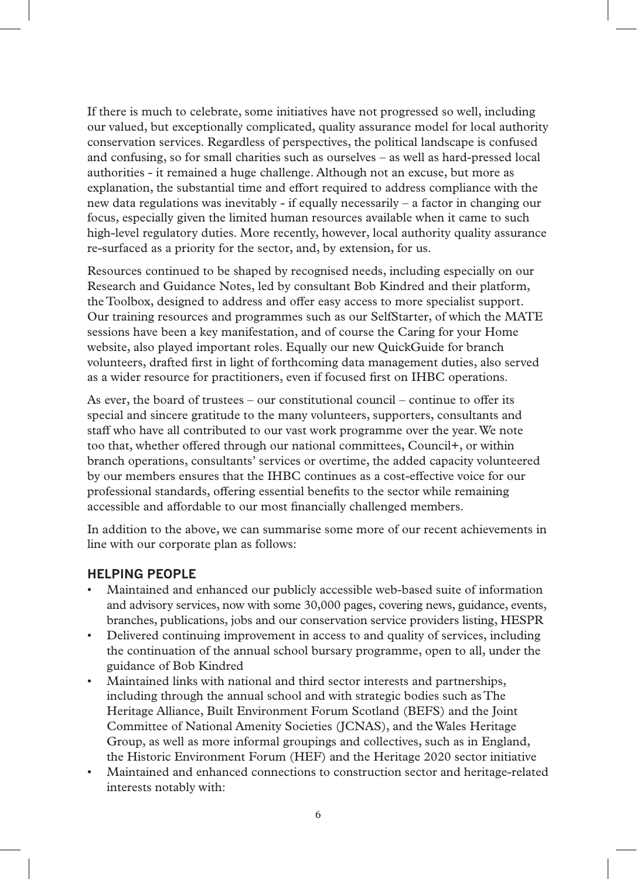If there is much to celebrate, some initiatives have not progressed so well, including our valued, but exceptionally complicated, quality assurance model for local authority conservation services. Regardless of perspectives, the political landscape is confused and confusing, so for small charities such as ourselves – as well as hard-pressed local authorities - it remained a huge challenge. Although not an excuse, but more as explanation, the substantial time and effort required to address compliance with the new data regulations was inevitably - if equally necessarily – a factor in changing our focus, especially given the limited human resources available when it came to such high-level regulatory duties. More recently, however, local authority quality assurance re-surfaced as a priority for the sector, and, by extension, for us.

Resources continued to be shaped by recognised needs, including especially on our Research and Guidance Notes, led by consultant Bob Kindred and their platform, the Toolbox, designed to address and offer easy access to more specialist support. Our training resources and programmes such as our SelfStarter, of which the MATE sessions have been a key manifestation, and of course the Caring for your Home website, also played important roles. Equally our new QuickGuide for branch volunteers, drafted first in light of forthcoming data management duties, also served as a wider resource for practitioners, even if focused first on IHBC operations.

As ever, the board of trustees – our constitutional council – continue to offer its special and sincere gratitude to the many volunteers, supporters, consultants and staff who have all contributed to our vast work programme over the year. We note too that, whether offered through our national committees, Council+, or within branch operations, consultants' services or overtime, the added capacity volunteered by our members ensures that the IHBC continues as a cost-effective voice for our professional standards, offering essential benefits to the sector while remaining accessible and affordable to our most financially challenged members.

In addition to the above, we can summarise some more of our recent achievements in line with our corporate plan as follows:

## HELPING PEOPLE

- Maintained and enhanced our publicly accessible web-based suite of information and advisory services, now with some 30,000 pages, covering news, guidance, events, branches, publications, jobs and our conservation service providers listing, HESPR
- Delivered continuing improvement in access to and quality of services, including the continuation of the annual school bursary programme, open to all, under the guidance of Bob Kindred
- Maintained links with national and third sector interests and partnerships, including through the annual school and with strategic bodies such as The Heritage Alliance, Built Environment Forum Scotland (BEFS) and the Joint Committee of National Amenity Societies (JCNAS), and the Wales Heritage Group, as well as more informal groupings and collectives, such as in England, the Historic Environment Forum (HEF) and the Heritage 2020 sector initiative
- Maintained and enhanced connections to construction sector and heritage-related interests notably with: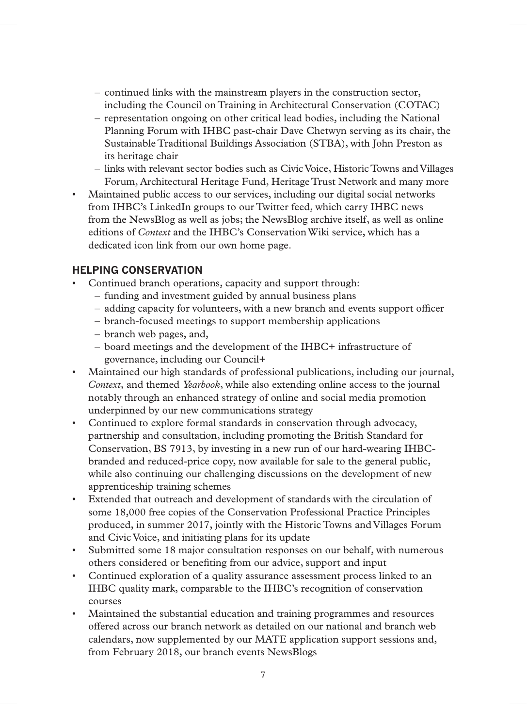- continued links with the mainstream players in the construction sector, including the Council on Training in Architectural Conservation (COTAC)
  - representation ongoing on other critical lead bodies, including the National Planning Forum with IHBC past-chair Dave Chetwyn serving as its chair, the Sustainable Traditional Buildings Association (STBA), with John Preston as its heritage chair
  - links with relevant sector bodies such as Civic Voice, Historic Towns and Villages Forum, Architectural Heritage Fund, Heritage Trust Network and many more
- Maintained public access to our services, including our digital social networks from IHBC's LinkedIn groups to our Twitter feed, which carry IHBC news from the NewsBlog as well as jobs; the NewsBlog archive itself, as well as online editions of *Context* and the IHBC's Conservation Wiki service, which has a dedicated icon link from our own home page.

## HELPING CONSERVATION

- Continued branch operations, capacity and support through:
  - funding and investment guided by annual business plans
  - adding capacity for volunteers, with a new branch and events support officer
  - branch-focused meetings to support membership applications
  - branch web pages, and,
  - board meetings and the development of the IHBC+ infrastructure of governance, including our Council+
- Maintained our high standards of professional publications, including our journal, *Context,* and themed *Yearbook*, while also extending online access to the journal notably through an enhanced strategy of online and social media promotion underpinned by our new communications strategy
- Continued to explore formal standards in conservation through advocacy, partnership and consultation, including promoting the British Standard for Conservation, BS 7913, by investing in a new run of our hard-wearing IHBC-branded and reduced-price copy, now available for sale to the general public, while also continuing our challenging discussions on the development of new apprenticeship training schemes
- Extended that outreach and development of standards with the circulation of some 18,000 free copies of the Conservation Professional Practice Principles produced, in summer 2017, jointly with the Historic Towns and Villages Forum and Civic Voice, and initiating plans for its update
- Submitted some 18 major consultation responses on our behalf, with numerous others considered or benefiting from our advice, support and input
- Continued exploration of a quality assurance assessment process linked to an IHBC quality mark, comparable to the IHBC's recognition of conservation courses
- Maintained the substantial education and training programmes and resources offered across our branch network as detailed on our national and branch web calendars, now supplemented by our MATE application support sessions and, from February 2018, our branch events NewsBlogs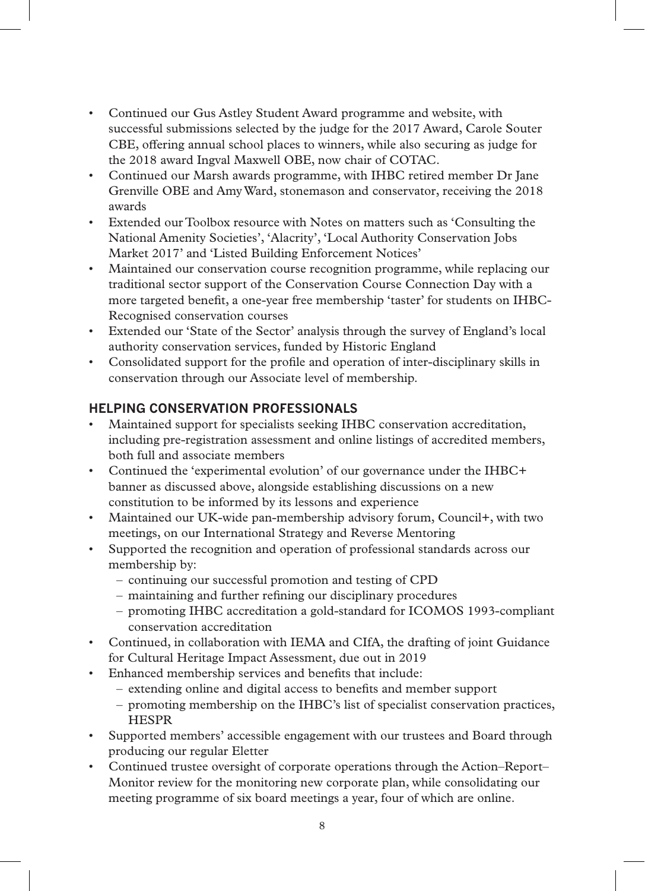- Continued our Gus Astley Student Award programme and website, with successful submissions selected by the judge for the 2017 Award, Carole Souter CBE, offering annual school places to winners, while also securing as judge for the 2018 award Ingval Maxwell OBE, now chair of COTAC.
- Continued our Marsh awards programme, with IHBC retired member Dr Jane Grenville OBE and Amy Ward, stonemason and conservator, receiving the 2018 awards
- Extended our Toolbox resource with Notes on matters such as 'Consulting the National Amenity Societies', 'Alacrity', 'Local Authority Conservation Jobs Market 2017' and 'Listed Building Enforcement Notices'
- Maintained our conservation course recognition programme, while replacing our traditional sector support of the Conservation Course Connection Day with a more targeted benefit, a one-year free membership 'taster' for students on IHBC-Recognised conservation courses
- Extended our 'State of the Sector' analysis through the survey of England's local authority conservation services, funded by Historic England
- Consolidated support for the profile and operation of inter-disciplinary skills in conservation through our Associate level of membership.

## HELPING CONSERVATION PROFESSIONALS

- Maintained support for specialists seeking IHBC conservation accreditation, including pre-registration assessment and online listings of accredited members, both full and associate members
- Continued the 'experimental evolution' of our governance under the IHBC+ banner as discussed above, alongside establishing discussions on a new constitution to be informed by its lessons and experience
- Maintained our UK-wide pan-membership advisory forum, Council+, with two meetings, on our International Strategy and Reverse Mentoring
- Supported the recognition and operation of professional standards across our membership by:
  - continuing our successful promotion and testing of CPD
  - maintaining and further refining our disciplinary procedures
  - promoting IHBC accreditation a gold-standard for ICOMOS 1993-compliant conservation accreditation
- Continued, in collaboration with IEMA and CIfA, the drafting of joint Guidance for Cultural Heritage Impact Assessment, due out in 2019
- Enhanced membership services and benefits that include:
  - extending online and digital access to benefits and member support
  - promoting membership on the IHBC's list of specialist conservation practices, HESPR
- Supported members' accessible engagement with our trustees and Board through producing our regular Eletter
- Continued trustee oversight of corporate operations through the Action–Report–Monitor review for the monitoring new corporate plan, while consolidating our meeting programme of six board meetings a year, four of which are online.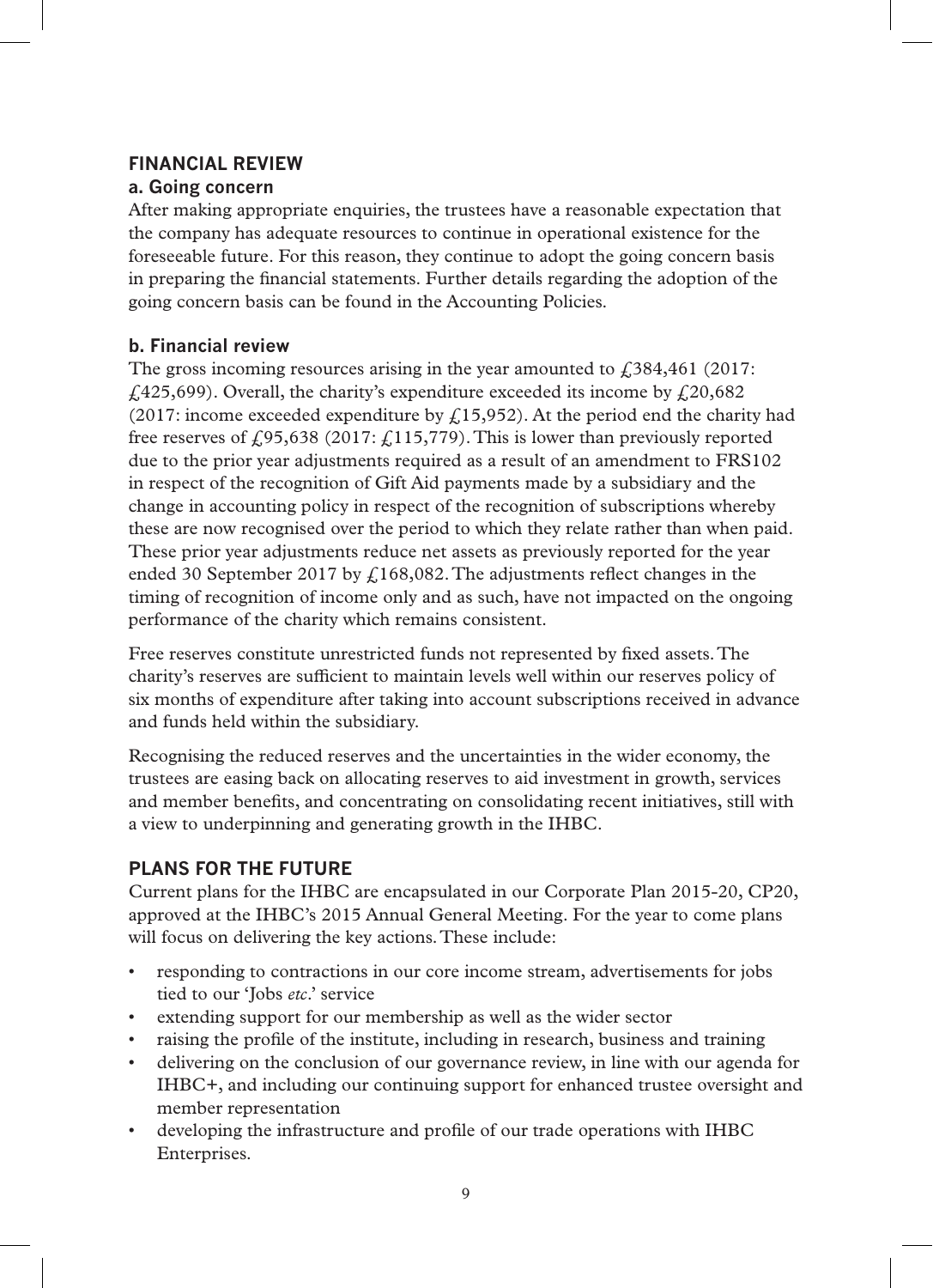## FINANCIAL REVIEW

### a. Going concern

After making appropriate enquiries, the trustees have a reasonable expectation that the company has adequate resources to continue in operational existence for the foreseeable future. For this reason, they continue to adopt the going concern basis in preparing the financial statements. Further details regarding the adoption of the going concern basis can be found in the Accounting Policies.

### b. Financial review

The gross incoming resources arising in the year amounted to £384,461 (2017: £425,699). Overall, the charity's expenditure exceeded its income by £20,682 (2017: income exceeded expenditure by £15,952). At the period end the charity had free reserves of £95,638 (2017: £115,779). This is lower than previously reported due to the prior year adjustments required as a result of an amendment to FRS102 in respect of the recognition of Gift Aid payments made by a subsidiary and the change in accounting policy in respect of the recognition of subscriptions whereby these are now recognised over the period to which they relate rather than when paid. These prior year adjustments reduce net assets as previously reported for the year ended 30 September 2017 by £168,082. The adjustments reflect changes in the timing of recognition of income only and as such, have not impacted on the ongoing performance of the charity which remains consistent.

Free reserves constitute unrestricted funds not represented by fixed assets. The charity's reserves are sufficient to maintain levels well within our reserves policy of six months of expenditure after taking into account subscriptions received in advance and funds held within the subsidiary.

Recognising the reduced reserves and the uncertainties in the wider economy, the trustees are easing back on allocating reserves to aid investment in growth, services and member benefits, and concentrating on consolidating recent initiatives, still with a view to underpinning and generating growth in the IHBC.

## PLANS FOR THE FUTURE

Current plans for the IHBC are encapsulated in our Corporate Plan 2015-20, CP20, approved at the IHBC's 2015 Annual General Meeting. For the year to come plans will focus on delivering the key actions. These include:

- responding to contractions in our core income stream, advertisements for jobs tied to our 'Jobs *etc*.' service
- extending support for our membership as well as the wider sector
- raising the profile of the institute, including in research, business and training
- delivering on the conclusion of our governance review, in line with our agenda for IHBC+, and including our continuing support for enhanced trustee oversight and member representation
- developing the infrastructure and profile of our trade operations with IHBC Enterprises.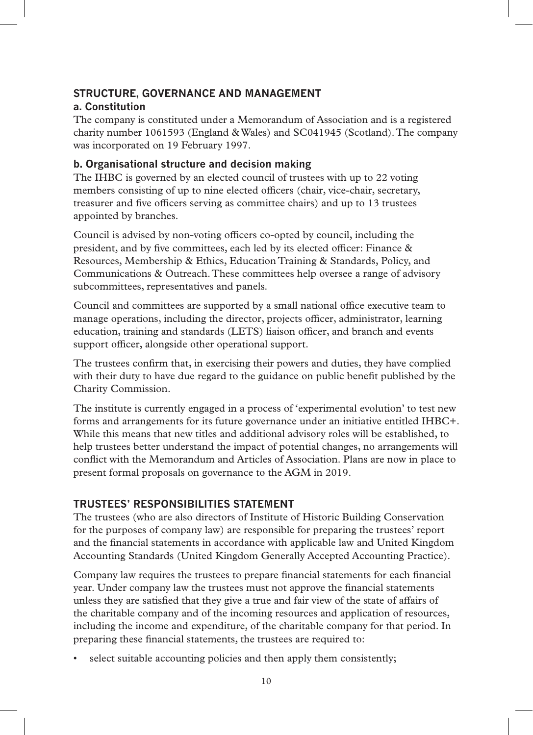## STRUCTURE, GOVERNANCE AND MANAGEMENT

### a. Constitution

The company is constituted under a Memorandum of Association and is a registered charity number 1061593 (England & Wales) and SC041945 (Scotland). The company was incorporated on 19 February 1997.

### b. Organisational structure and decision making

The IHBC is governed by an elected council of trustees with up to 22 voting members consisting of up to nine elected officers (chair, vice-chair, secretary, treasurer and five officers serving as committee chairs) and up to 13 trustees appointed by branches.

Council is advised by non-voting officers co-opted by council, including the president, and by five committees, each led by its elected officer: Finance & Resources, Membership & Ethics, Education Training & Standards, Policy, and Communications & Outreach. These committees help oversee a range of advisory subcommittees, representatives and panels.

Council and committees are supported by a small national office executive team to manage operations, including the director, projects officer, administrator, learning education, training and standards (LETS) liaison officer, and branch and events support officer, alongside other operational support.

The trustees confirm that, in exercising their powers and duties, they have complied with their duty to have due regard to the guidance on public benefit published by the Charity Commission.

The institute is currently engaged in a process of 'experimental evolution' to test new forms and arrangements for its future governance under an initiative entitled IHBC+. While this means that new titles and additional advisory roles will be established, to help trustees better understand the impact of potential changes, no arrangements will conflict with the Memorandum and Articles of Association. Plans are now in place to present formal proposals on governance to the AGM in 2019.

## TRUSTEES' RESPONSIBILITIES STATEMENT

The trustees (who are also directors of Institute of Historic Building Conservation for the purposes of company law) are responsible for preparing the trustees' report and the financial statements in accordance with applicable law and United Kingdom Accounting Standards (United Kingdom Generally Accepted Accounting Practice).

Company law requires the trustees to prepare financial statements for each financial year. Under company law the trustees must not approve the financial statements unless they are satisfied that they give a true and fair view of the state of affairs of the charitable company and of the incoming resources and application of resources, including the income and expenditure, of the charitable company for that period. In preparing these financial statements, the trustees are required to:

- select suitable accounting policies and then apply them consistently;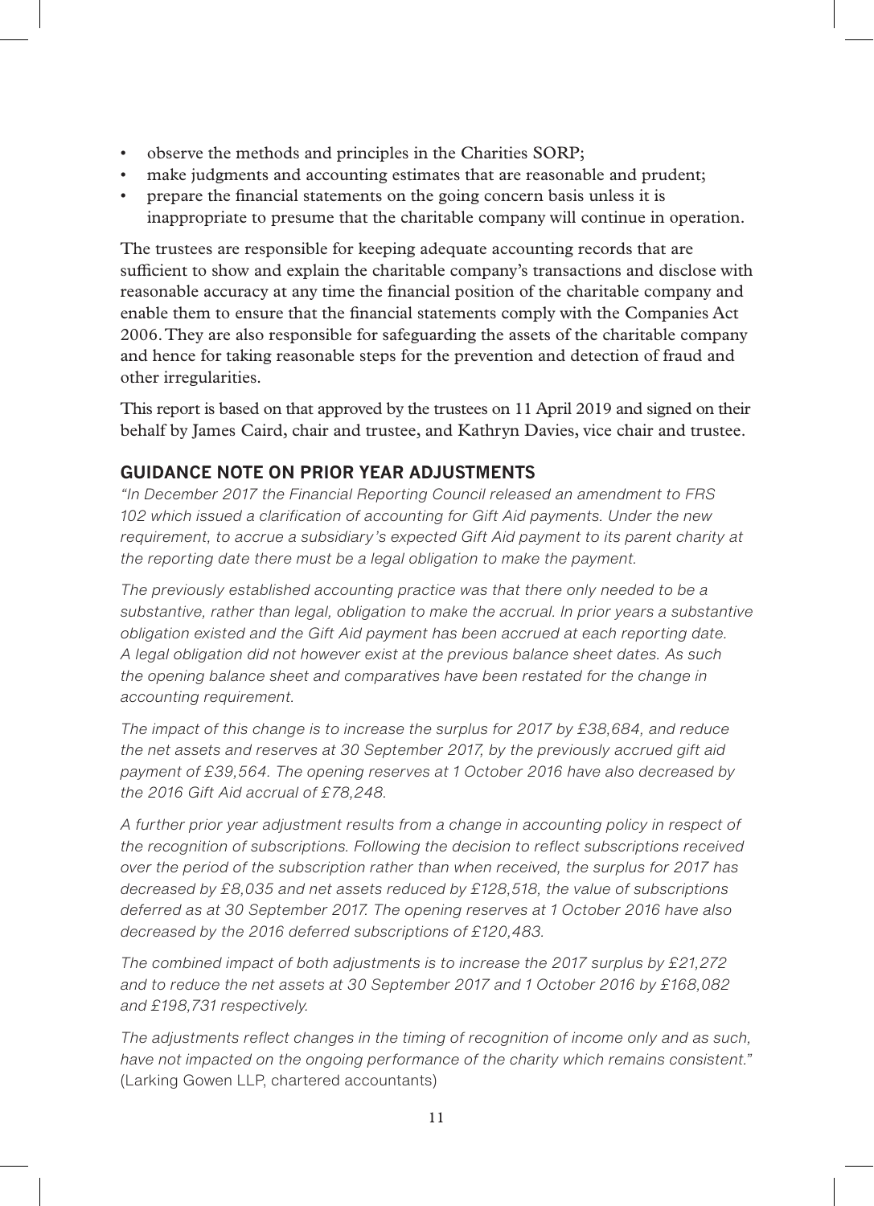- observe the methods and principles in the Charities SORP;
- make judgments and accounting estimates that are reasonable and prudent;
- prepare the financial statements on the going concern basis unless it is inappropriate to presume that the charitable company will continue in operation.

The trustees are responsible for keeping adequate accounting records that are sufficient to show and explain the charitable company's transactions and disclose with reasonable accuracy at any time the financial position of the charitable company and enable them to ensure that the financial statements comply with the Companies Act 2006. They are also responsible for safeguarding the assets of the charitable company and hence for taking reasonable steps for the prevention and detection of fraud and other irregularities.

This report is based on that approved by the trustees on 11 April 2019 and signed on their behalf by James Caird, chair and trustee, and Kathryn Davies, vice chair and trustee.

## GUIDANCE NOTE ON PRIOR YEAR ADJUSTMENTS

*"In December 2017 the Financial Reporting Council released an amendment to FRS 102 which issued a clarification of accounting for Gift Aid payments. Under the new requirement, to accrue a subsidiary's expected Gift Aid payment to its parent charity at the reporting date there must be a legal obligation to make the payment.*

*The previously established accounting practice was that there only needed to be a substantive, rather than legal, obligation to make the accrual. In prior years a substantive obligation existed and the Gift Aid payment has been accrued at each reporting date. A legal obligation did not however exist at the previous balance sheet dates. As such the opening balance sheet and comparatives have been restated for the change in accounting requirement.*

*The impact of this change is to increase the surplus for 2017 by £38,684, and reduce the net assets and reserves at 30 September 2017, by the previously accrued gift aid payment of £39,564. The opening reserves at 1 October 2016 have also decreased by the 2016 Gift Aid accrual of £78,248.*

*A further prior year adjustment results from a change in accounting policy in respect of the recognition of subscriptions. Following the decision to reflect subscriptions received over the period of the subscription rather than when received, the surplus for 2017 has decreased by £8,035 and net assets reduced by £128,518, the value of subscriptions deferred as at 30 September 2017. The opening reserves at 1 October 2016 have also decreased by the 2016 deferred subscriptions of £120,483.*

*The combined impact of both adjustments is to increase the 2017 surplus by £21,272 and to reduce the net assets at 30 September 2017 and 1 October 2016 by £168,082 and £198,731 respectively.*

*The adjustments reflect changes in the timing of recognition of income only and as such, have not impacted on the ongoing performance of the charity which remains consistent."* (Larking Gowen LLP, chartered accountants)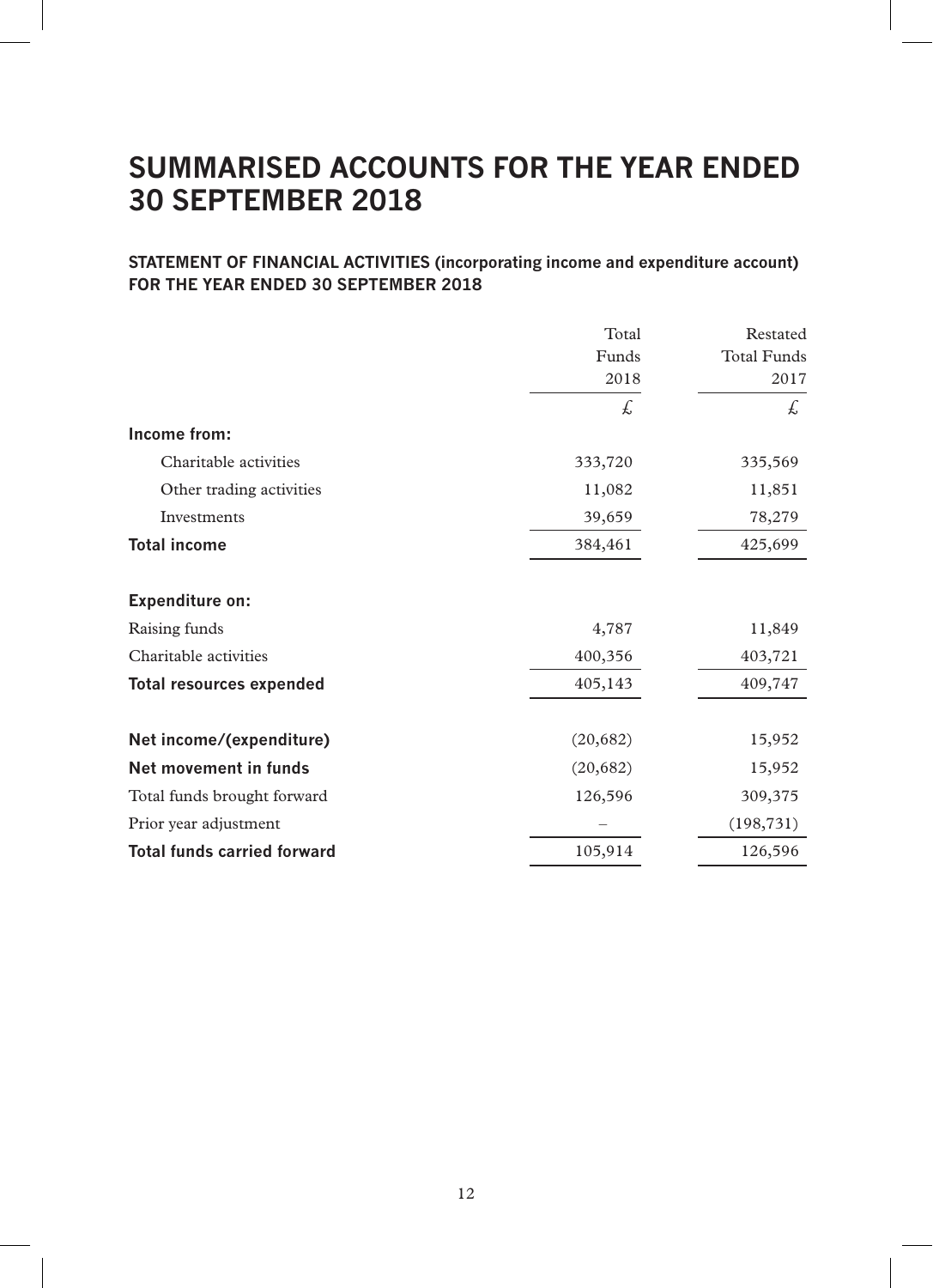# SUMMARISED ACCOUNTS FOR THE YEAR ENDED 30 SEPTEMBER 2018

## STATEMENT OF FINANCIAL ACTIVITIES (incorporating income and expenditure account) FOR THE YEAR ENDED 30 SEPTEMBER 2018

| | Total Funds 2018 | Restated Total Funds 2017 |
|---|---|---|
| | £ | £ |
| **Income from:** | | |
| Charitable activities | 333,720 | 335,569 |
| Other trading activities | 11,082 | 11,851 |
| Investments | 39,659 | 78,279 |
| **Total income** | 384,461 | 425,699 |
| | | |
| **Expenditure on:** | | |
| Raising funds | 4,787 | 11,849 |
| Charitable activities | 400,356 | 403,721 |
| **Total resources expended** | 405,143 | 409,747 |
| | | |
| **Net income/(expenditure)** | (20,682) | 15,952 |
| **Net movement in funds** | (20,682) | 15,952 |
| Total funds brought forward | 126,596 | 309,375 |
| Prior year adjustment | – | (198,731) |
| **Total funds carried forward** | 105,914 | 126,596 |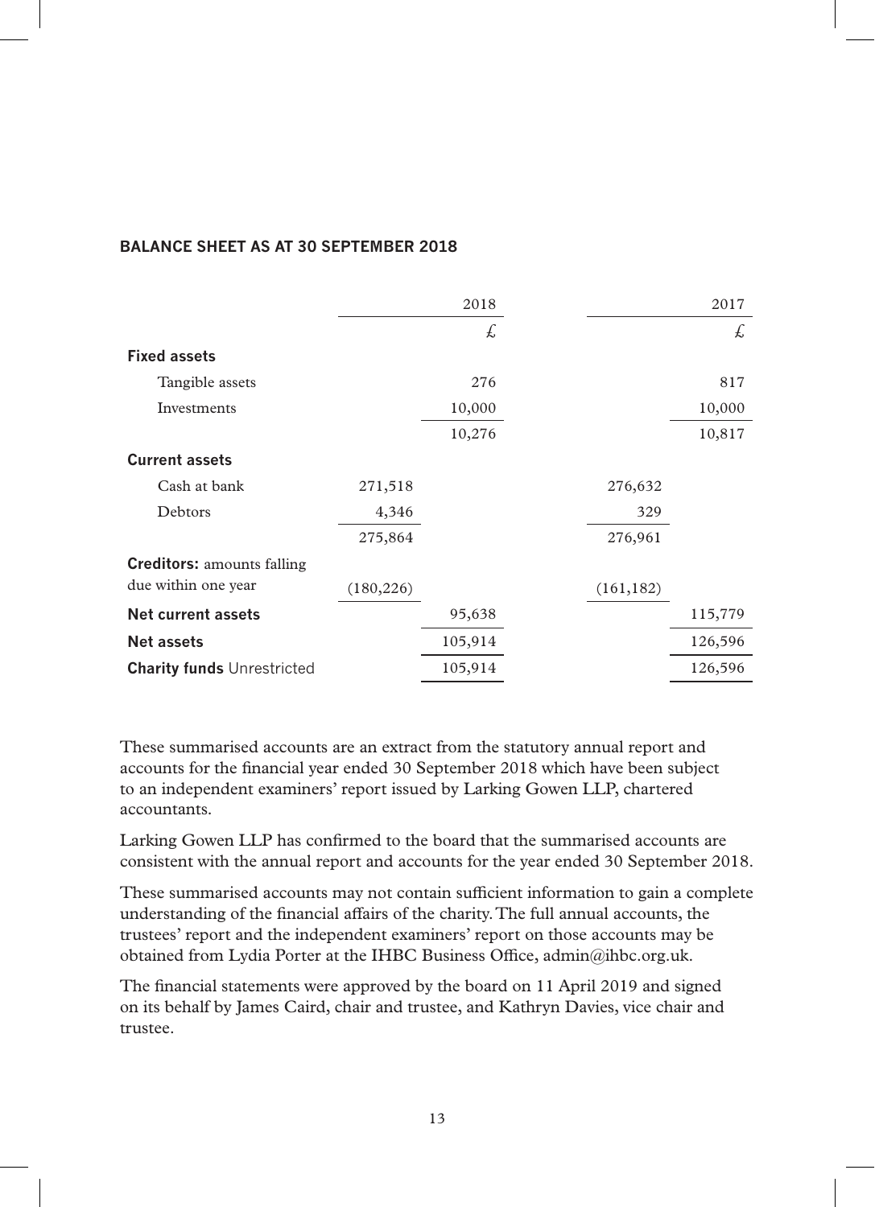## BALANCE SHEET AS AT 30 SEPTEMBER 2018

| | | 2018 | | 2017 |
|---|---|---|---|---|
| | | £ | | £ |
| **Fixed assets** | | | | |
| Tangible assets | | 276 | | 817 |
| Investments | | 10,000 | | 10,000 |
| | | 10,276 | | 10,817 |
| **Current assets** | | | | |
| Cash at bank | 271,518 | | 276,632 | |
| Debtors | 4,346 | | 329 | |
| | 275,864 | | 276,961 | |
| **Creditors:** amounts falling due within one year | (180,226) | | (161,182) | |
| **Net current assets** | | 95,638 | | 115,779 |
| **Net assets** | | 105,914 | | 126,596 |
| **Charity funds** Unrestricted | | 105,914 | | 126,596 |

These summarised accounts are an extract from the statutory annual report and accounts for the financial year ended 30 September 2018 which have been subject to an independent examiners' report issued by Larking Gowen LLP, chartered accountants.

Larking Gowen LLP has confirmed to the board that the summarised accounts are consistent with the annual report and accounts for the year ended 30 September 2018.

These summarised accounts may not contain sufficient information to gain a complete understanding of the financial affairs of the charity. The full annual accounts, the trustees' report and the independent examiners' report on those accounts may be obtained from Lydia Porter at the IHBC Business Office, admin@ihbc.org.uk.

The financial statements were approved by the board on 11 April 2019 and signed on its behalf by James Caird, chair and trustee, and Kathryn Davies, vice chair and trustee.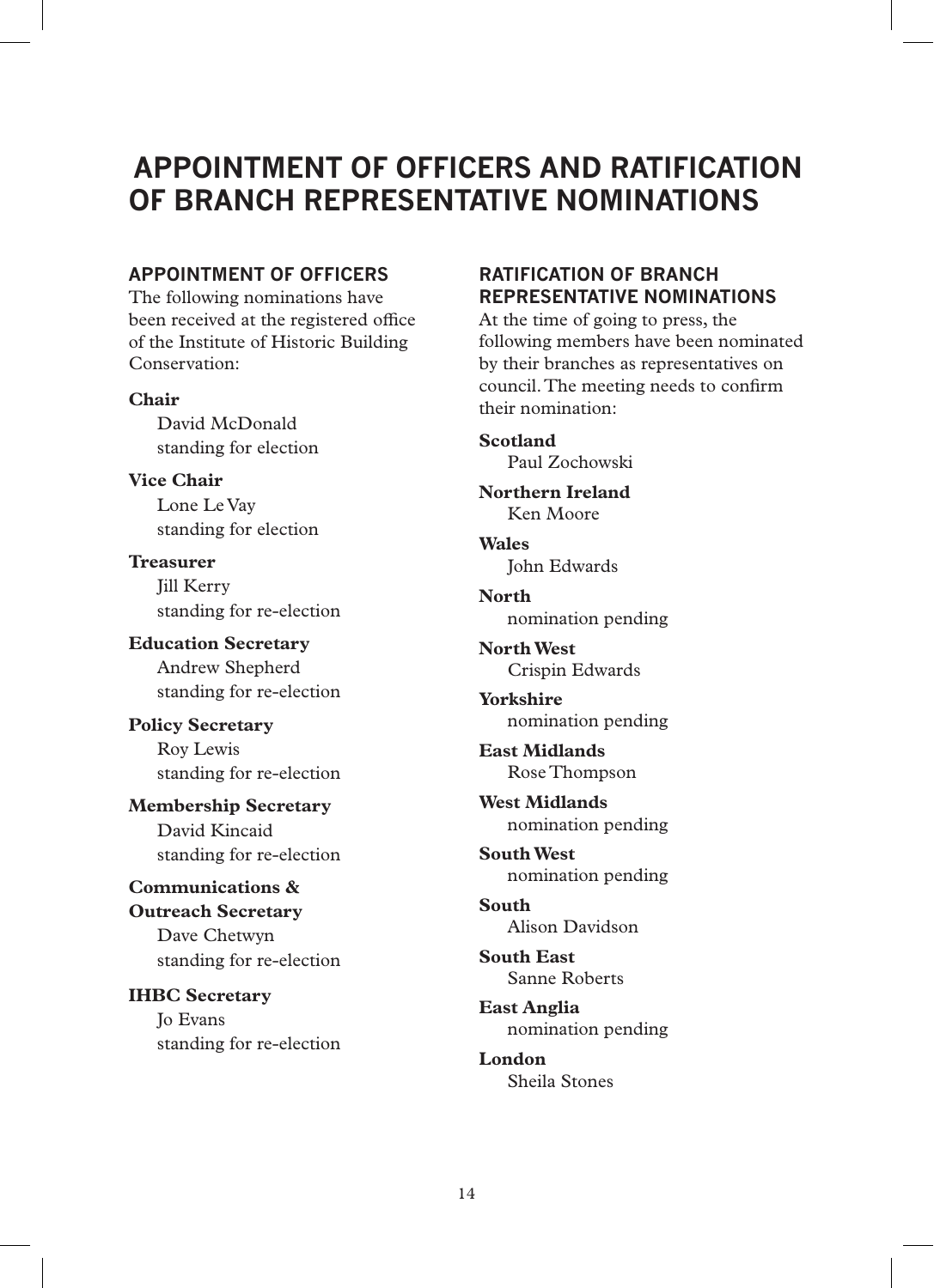# APPOINTMENT OF OFFICERS AND RATIFICATION OF BRANCH REPRESENTATIVE NOMINATIONS

## APPOINTMENT OF OFFICERS

The following nominations have been received at the registered office of the Institute of Historic Building Conservation:

**Chair**
David McDonald
standing for election

**Vice Chair**
Lone Le Vay
standing for election

**Treasurer**
Jill Kerry
standing for re-election

**Education Secretary**
Andrew Shepherd
standing for re-election

**Policy Secretary**
Roy Lewis
standing for re-election

**Membership Secretary**
David Kincaid
standing for re-election

**Communications & Outreach Secretary**
Dave Chetwyn
standing for re-election

**IHBC Secretary**
Jo Evans
standing for re-election

## RATIFICATION OF BRANCH REPRESENTATIVE NOMINATIONS

At the time of going to press, the following members have been nominated by their branches as representatives on council. The meeting needs to confirm their nomination:

**Scotland**
Paul Zochowski

**Northern Ireland**
Ken Moore

**Wales**
John Edwards

**North**
nomination pending

**North West**
Crispin Edwards

**Yorkshire**
nomination pending

**East Midlands**
Rose Thompson

**West Midlands**
nomination pending

**South West**
nomination pending

**South**
Alison Davidson

**South East**
Sanne Roberts

**East Anglia**
nomination pending

**London**
Sheila Stones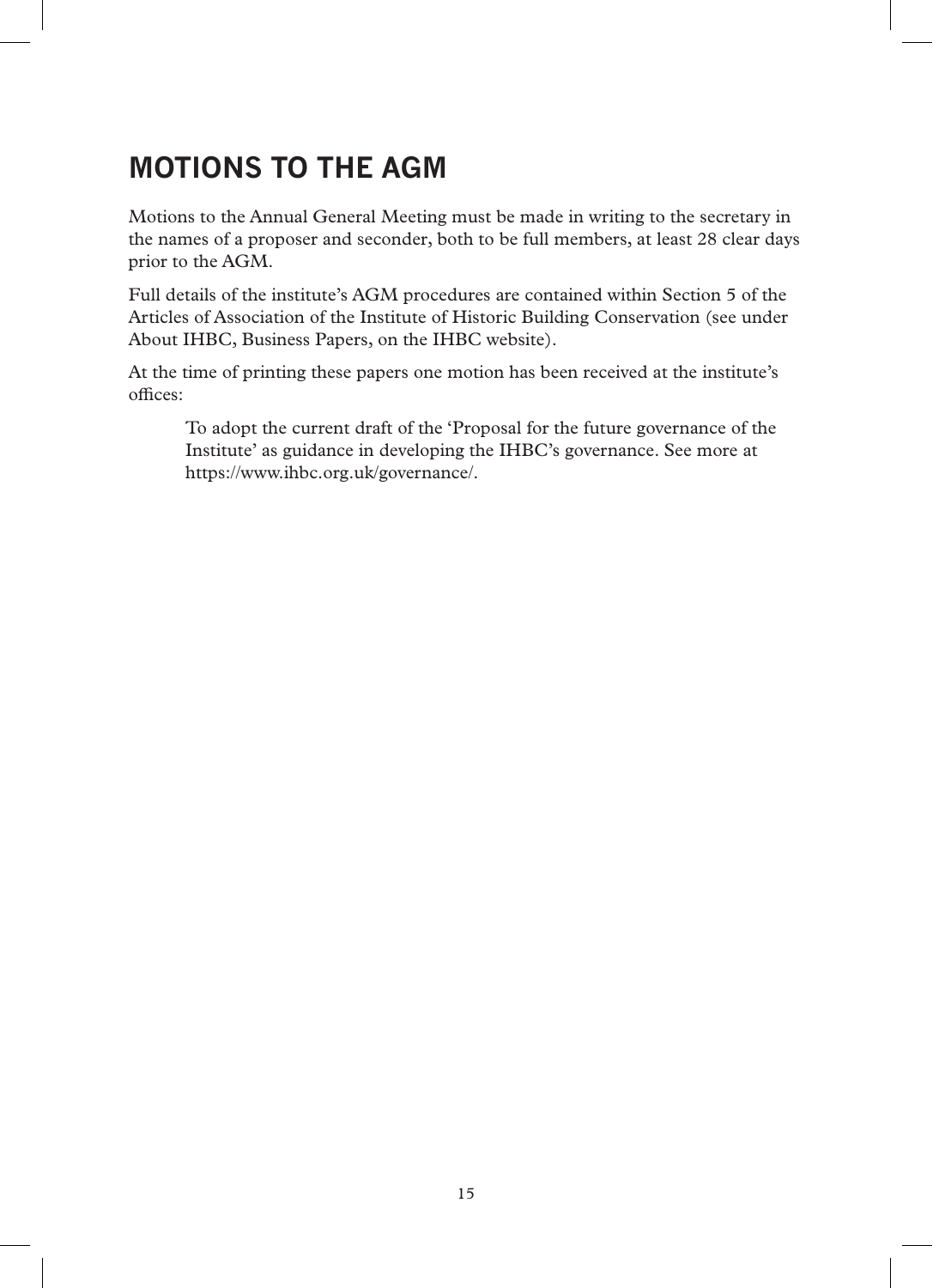# MOTIONS TO THE AGM

Motions to the Annual General Meeting must be made in writing to the secretary in the names of a proposer and seconder, both to be full members, at least 28 clear days prior to the AGM.

Full details of the institute's AGM procedures are contained within Section 5 of the Articles of Association of the Institute of Historic Building Conservation (see under About IHBC, Business Papers, on the IHBC website).

At the time of printing these papers one motion has been received at the institute's offices:

> To adopt the current draft of the 'Proposal for the future governance of the Institute' as guidance in developing the IHBC's governance. See more at https://www.ihbc.org.uk/governance/.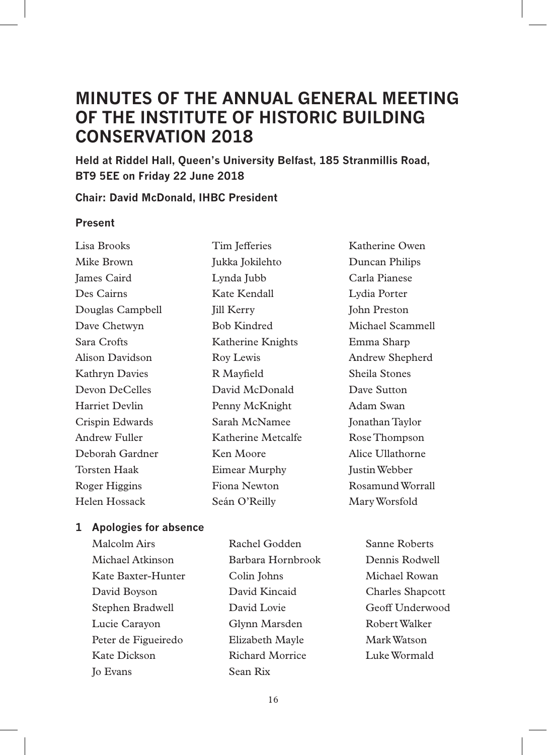# MINUTES OF THE ANNUAL GENERAL MEETING OF THE INSTITUTE OF HISTORIC BUILDING CONSERVATION 2018

**Held at Riddel Hall, Queen's University Belfast, 185 Stranmillis Road, BT9 5EE on Friday 22 June 2018**

**Chair: David McDonald, IHBC President**

### Present

Lisa Brooks
Mike Brown
James Caird
Des Cairns
Douglas Campbell
Dave Chetwyn
Sara Crofts
Alison Davidson
Kathryn Davies
Devon DeCelles
Harriet Devlin
Crispin Edwards
Andrew Fuller
Deborah Gardner
Torsten Haak
Roger Higgins
Helen Hossack
Tim Jefferies
Jukka Jokilehto
Lynda Jubb
Kate Kendall
Jill Kerry
Bob Kindred
Katherine Knights
Roy Lewis
R Mayfield
David McDonald
Penny McKnight
Sarah McNamee
Katherine Metcalfe
Ken Moore
Eimear Murphy
Fiona Newton
Seán O'Reilly
Katherine Owen
Duncan Philips
Carla Pianese
Lydia Porter
John Preston
Michael Scammell
Emma Sharp
Andrew Shepherd
Sheila Stones
Dave Sutton
Adam Swan
Jonathan Taylor
Rose Thompson
Alice Ullathorne
Justin Webber
Rosamund Worrall
Mary Worsfold

### 1 Apologies for absence

Malcolm Airs
Michael Atkinson
Kate Baxter-Hunter
David Boyson
Stephen Bradwell
Lucie Carayon
Peter de Figueiredo
Kate Dickson
Jo Evans
Rachel Godden
Barbara Hornbrook
Colin Johns
David Kincaid
David Lovie
Glynn Marsden
Elizabeth Mayle
Richard Morrice
Sean Rix
Sanne Roberts
Dennis Rodwell
Michael Rowan
Charles Shapcott
Geoff Underwood
Robert Walker
Mark Watson
Luke Wormald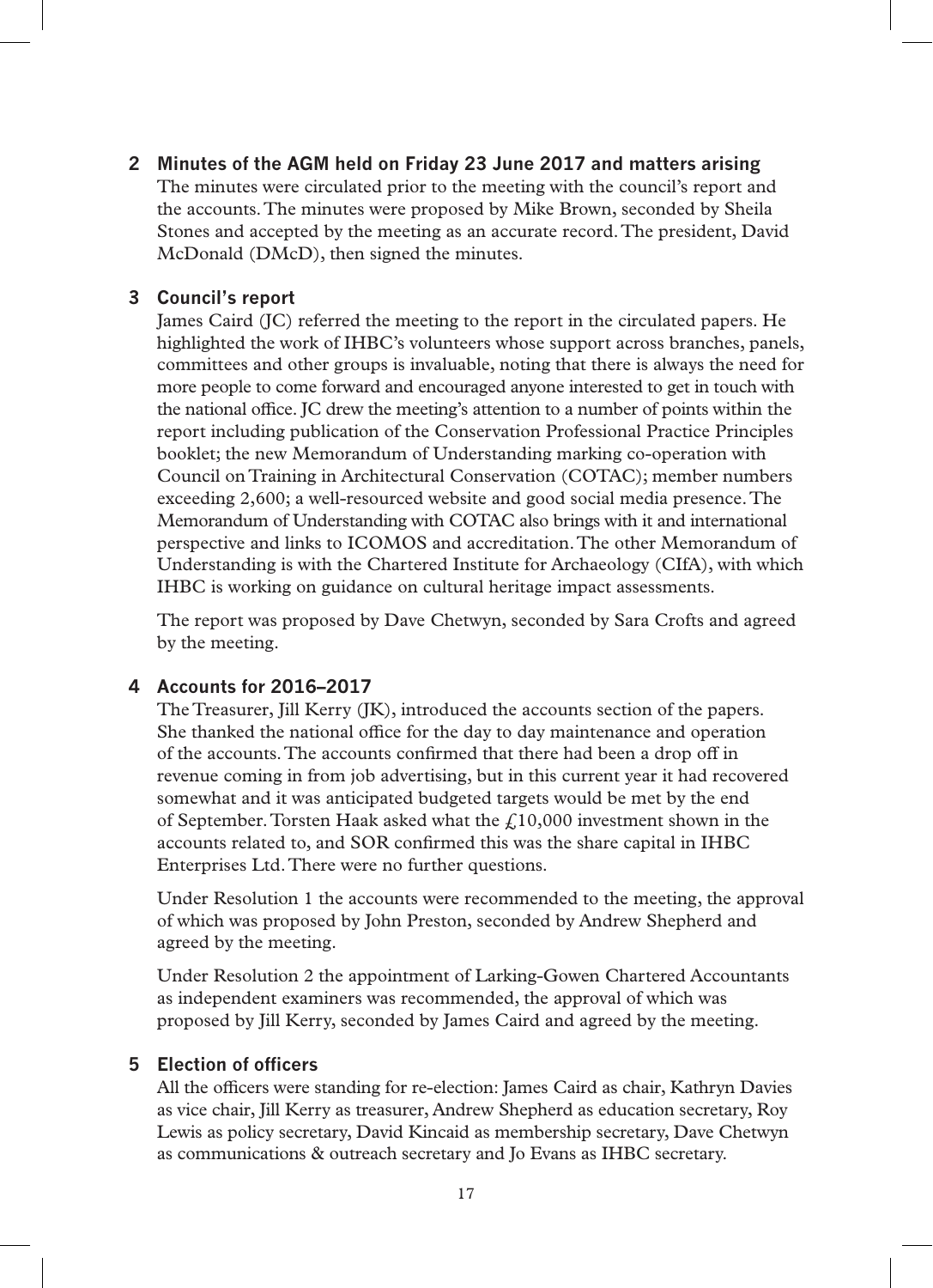## 2 Minutes of the AGM held on Friday 23 June 2017 and matters arising

The minutes were circulated prior to the meeting with the council's report and the accounts. The minutes were proposed by Mike Brown, seconded by Sheila Stones and accepted by the meeting as an accurate record. The president, David McDonald (DMcD), then signed the minutes.

## 3 Council's report

James Caird (JC) referred the meeting to the report in the circulated papers. He highlighted the work of IHBC's volunteers whose support across branches, panels, committees and other groups is invaluable, noting that there is always the need for more people to come forward and encouraged anyone interested to get in touch with the national office. JC drew the meeting's attention to a number of points within the report including publication of the Conservation Professional Practice Principles booklet; the new Memorandum of Understanding marking co-operation with Council on Training in Architectural Conservation (COTAC); member numbers exceeding 2,600; a well-resourced website and good social media presence. The Memorandum of Understanding with COTAC also brings with it and international perspective and links to ICOMOS and accreditation. The other Memorandum of Understanding is with the Chartered Institute for Archaeology (CIfA), with which IHBC is working on guidance on cultural heritage impact assessments.

The report was proposed by Dave Chetwyn, seconded by Sara Crofts and agreed by the meeting.

## 4 Accounts for 2016–2017

The Treasurer, Jill Kerry (JK), introduced the accounts section of the papers. She thanked the national office for the day to day maintenance and operation of the accounts. The accounts confirmed that there had been a drop off in revenue coming in from job advertising, but in this current year it had recovered somewhat and it was anticipated budgeted targets would be met by the end of September. Torsten Haak asked what the £10,000 investment shown in the accounts related to, and SOR confirmed this was the share capital in IHBC Enterprises Ltd. There were no further questions.

Under Resolution 1 the accounts were recommended to the meeting, the approval of which was proposed by John Preston, seconded by Andrew Shepherd and agreed by the meeting.

Under Resolution 2 the appointment of Larking-Gowen Chartered Accountants as independent examiners was recommended, the approval of which was proposed by Jill Kerry, seconded by James Caird and agreed by the meeting.

## 5 Election of officers

All the officers were standing for re-election: James Caird as chair, Kathryn Davies as vice chair, Jill Kerry as treasurer, Andrew Shepherd as education secretary, Roy Lewis as policy secretary, David Kincaid as membership secretary, Dave Chetwyn as communications & outreach secretary and Jo Evans as IHBC secretary.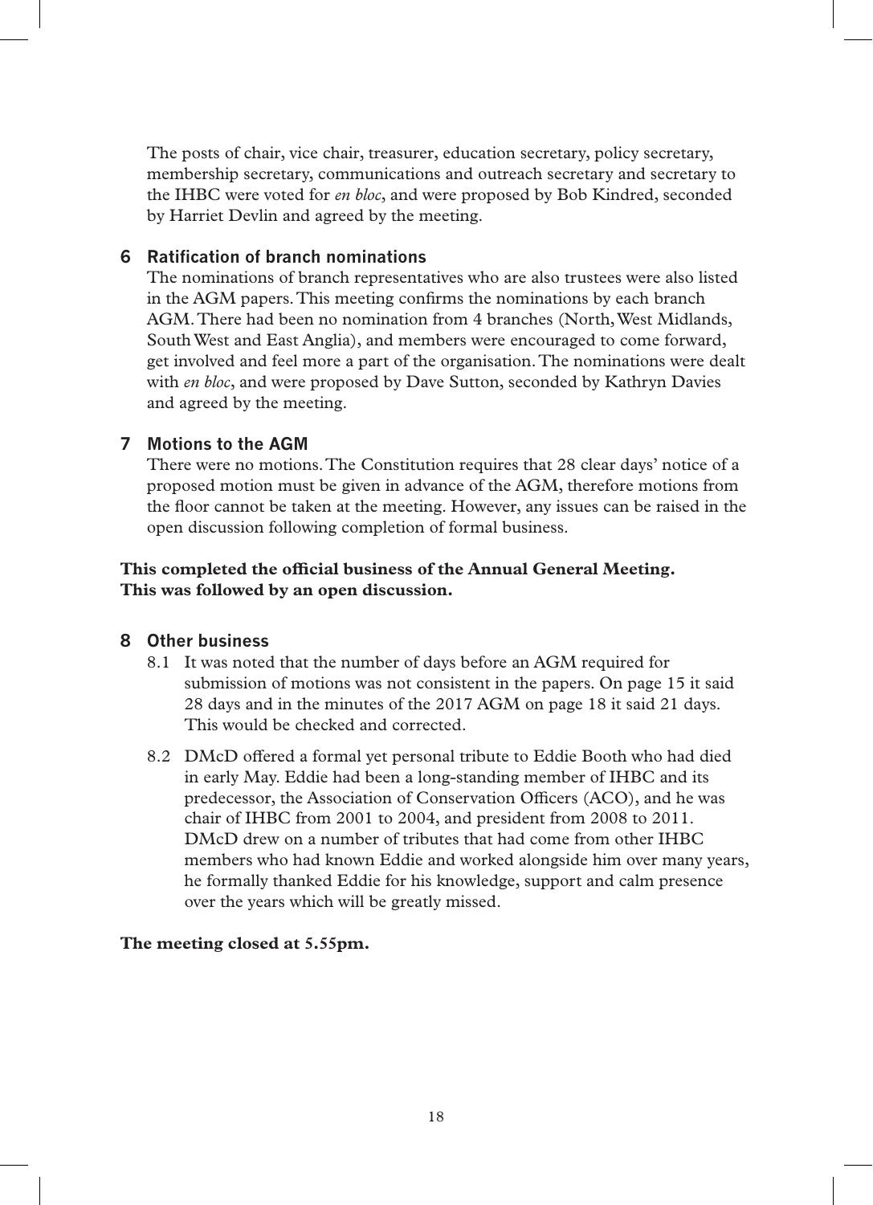The posts of chair, vice chair, treasurer, education secretary, policy secretary, membership secretary, communications and outreach secretary and secretary to the IHBC were voted for *en bloc*, and were proposed by Bob Kindred, seconded by Harriet Devlin and agreed by the meeting.

## 6 Ratification of branch nominations

The nominations of branch representatives who are also trustees were also listed in the AGM papers. This meeting confirms the nominations by each branch AGM. There had been no nomination from 4 branches (North, West Midlands, South West and East Anglia), and members were encouraged to come forward, get involved and feel more a part of the organisation. The nominations were dealt with *en bloc*, and were proposed by Dave Sutton, seconded by Kathryn Davies and agreed by the meeting.

## 7 Motions to the AGM

There were no motions. The Constitution requires that 28 clear days' notice of a proposed motion must be given in advance of the AGM, therefore motions from the floor cannot be taken at the meeting. However, any issues can be raised in the open discussion following completion of formal business.

**This completed the official business of the Annual General Meeting. This was followed by an open discussion.**

## 8 Other business

8.1 It was noted that the number of days before an AGM required for submission of motions was not consistent in the papers. On page 15 it said 28 days and in the minutes of the 2017 AGM on page 18 it said 21 days. This would be checked and corrected.

8.2 DMcD offered a formal yet personal tribute to Eddie Booth who had died in early May. Eddie had been a long-standing member of IHBC and its predecessor, the Association of Conservation Officers (ACO), and he was chair of IHBC from 2001 to 2004, and president from 2008 to 2011. DMcD drew on a number of tributes that had come from other IHBC members who had known Eddie and worked alongside him over many years, he formally thanked Eddie for his knowledge, support and calm presence over the years which will be greatly missed.

**The meeting closed at 5.55pm.**